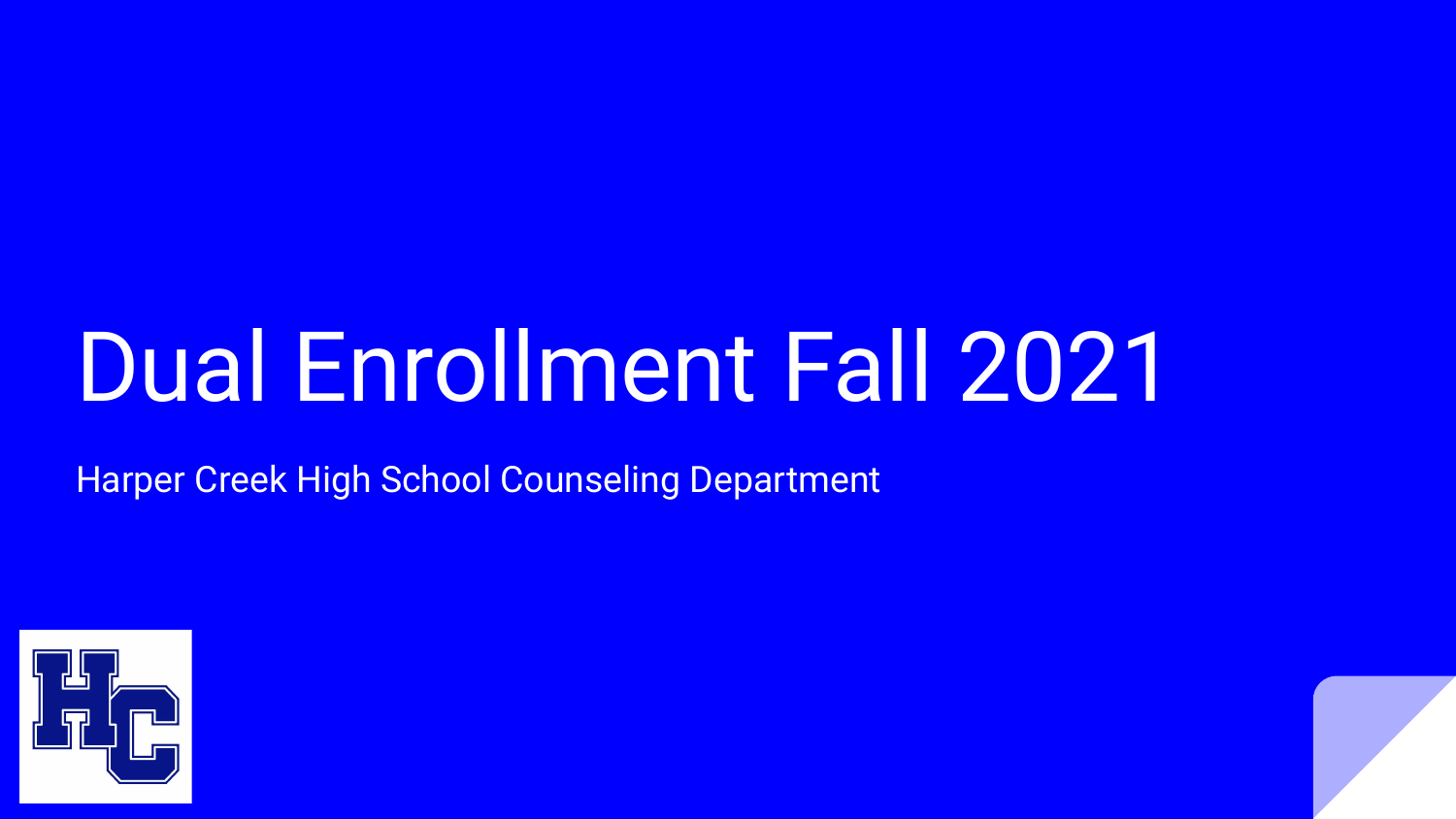# Dual Enrollment Fall 2021

Harper Creek High School Counseling Department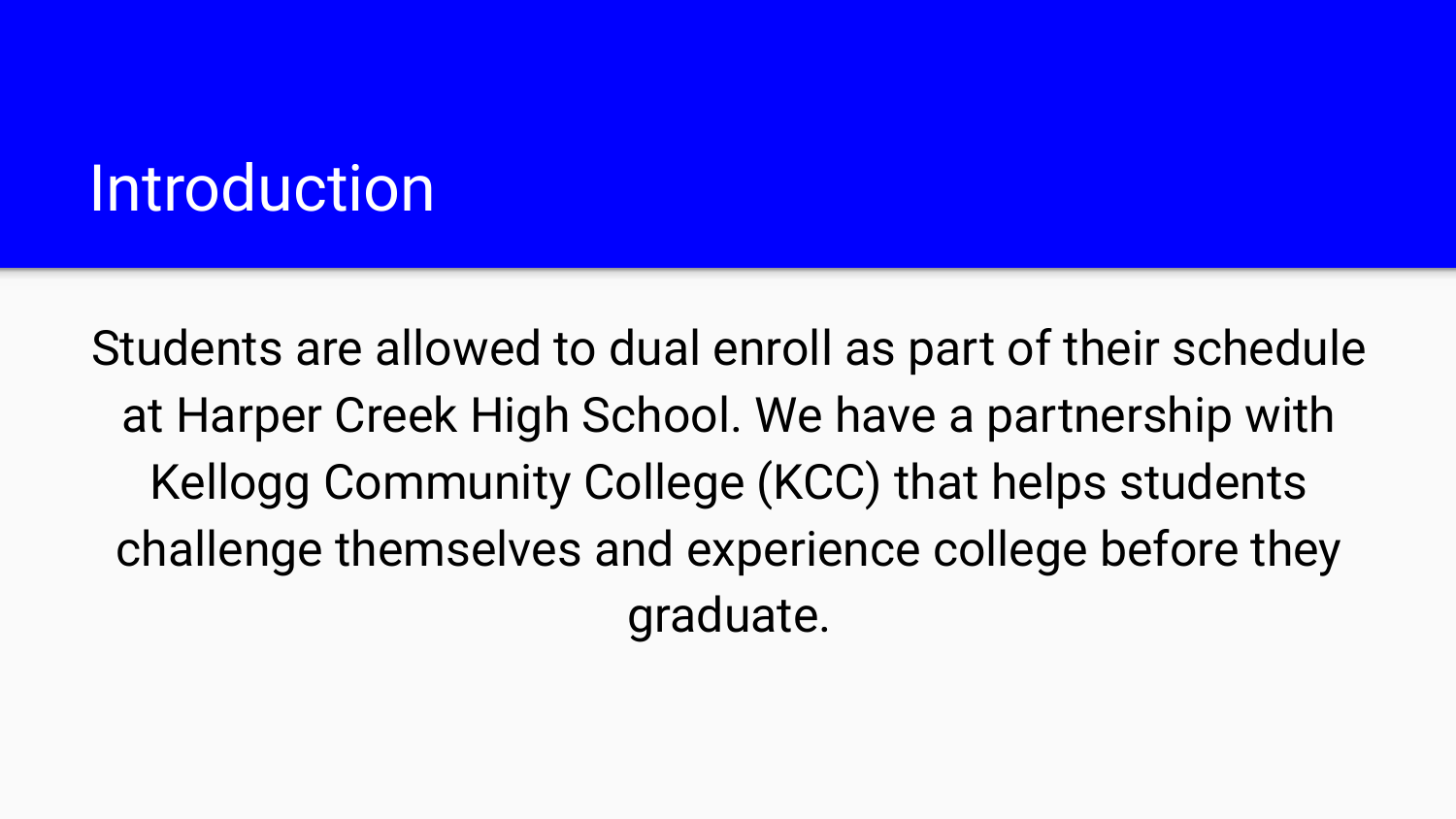# Introduction

Students are allowed to dual enroll as part of their schedule at Harper Creek High School. We have a partnership with Kellogg Community College (KCC) that helps students challenge themselves and experience college before they graduate.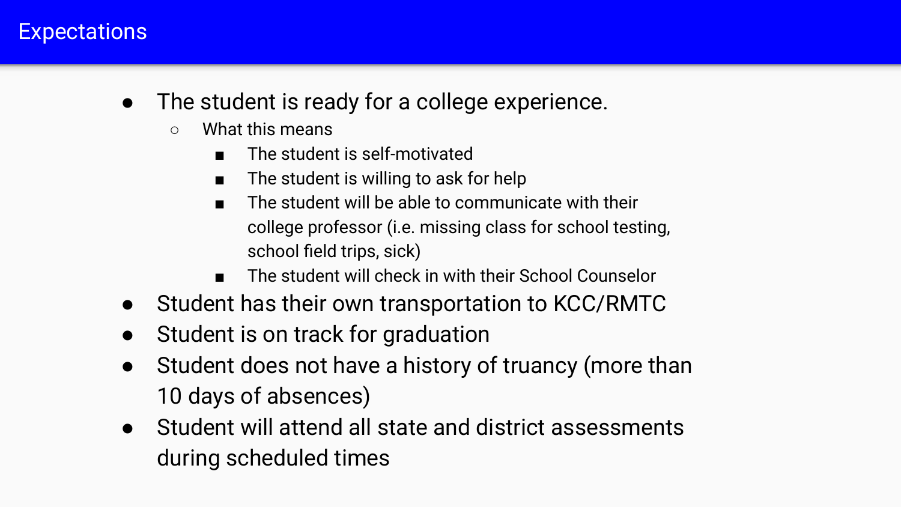# Expectations

- The student is ready for a college experience.
  - What this means
    - The student is self-motivated
    - The student is willing to ask for help
    - The student will be able to communicate with their college professor (i.e. missing class for school testing, school field trips, sick)
    - The student will check in with their School Counselor
- Student has their own transportation to KCC/RMTC
- Student is on track for graduation
- Student does not have a history of truancy (more than 10 days of absences)
- Student will attend all state and district assessments during scheduled times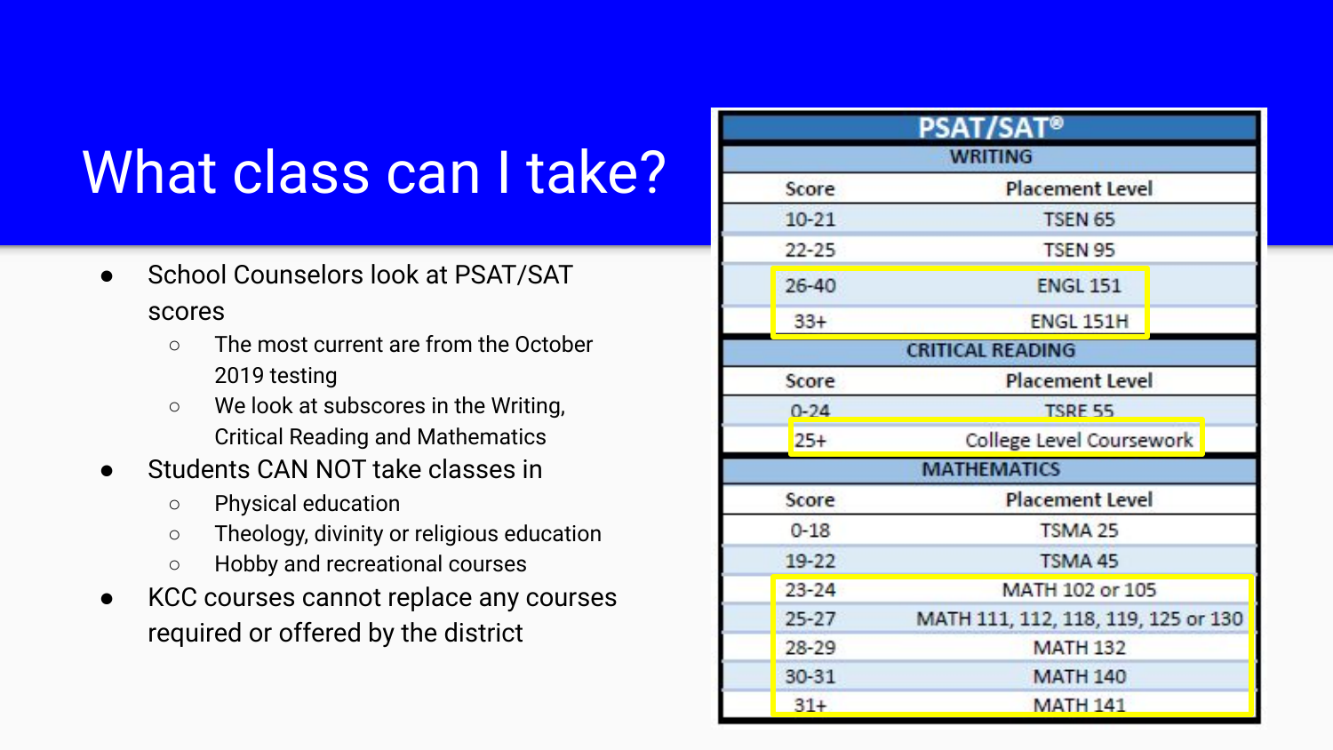# What class can I take?

- School Counselors look at PSAT/SAT scores
  - The most current are from the October 2019 testing
  - We look at subscores in the Writing, Critical Reading and Mathematics
- Students CAN NOT take classes in
  - Physical education
  - Theology, divinity or religious education
  - Hobby and recreational courses
- KCC courses cannot replace any courses required or offered by the district

| PSAT/SAT® | |
|---|---|
| **WRITING** | |
| Score | Placement Level |
| 10-21 | TSEN 65 |
| 22-25 | TSEN 95 |
| 26-40 | ENGL 151 |
| 33+ | ENGL 151H |
| **CRITICAL READING** | |
| Score | Placement Level |
| 0-24 | TSRE 55 |
| 25+ | College Level Coursework |
| **MATHEMATICS** | |
| Score | Placement Level |
| 0-18 | TSMA 25 |
| 19-22 | TSMA 45 |
| 23-24 | MATH 102 or 105 |
| 25-27 | MATH 111, 112, 118, 119, 125 or 130 |
| 28-29 | MATH 132 |
| 30-31 | MATH 140 |
| 31+ | MATH 141 |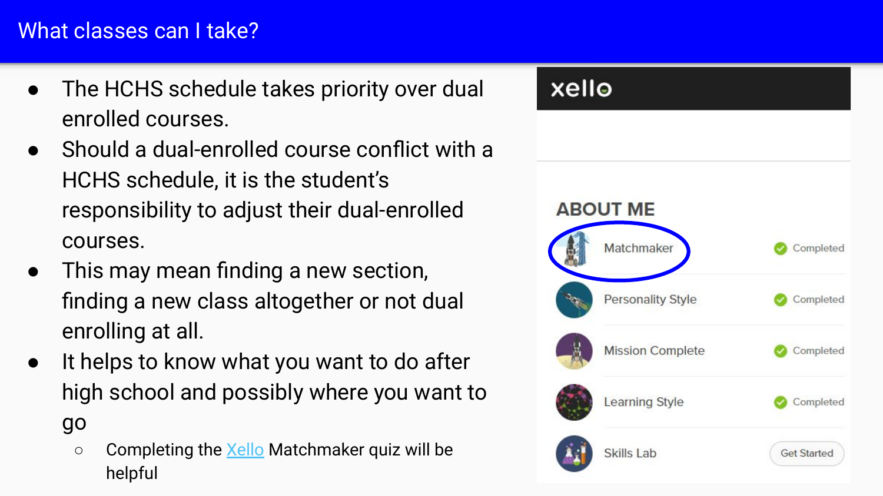# What classes can I take?

- The HCHS schedule takes priority over dual enrolled courses.
- Should a dual-enrolled course conflict with a HCHS schedule, it is the student's responsibility to adjust their dual-enrolled courses.
- This may mean finding a new section, finding a new class altogether or not dual enrolling at all.
- It helps to know what you want to do after high school and possibly where you want to go
  - Completing the Xello Matchmaker quiz will be helpful

xello

## ABOUT ME

| | |
|---|---|
| Matchmaker | Completed |
| Personality Style | Completed |
| Mission Complete | Completed |
| Learning Style | Completed |
| Skills Lab | Get Started |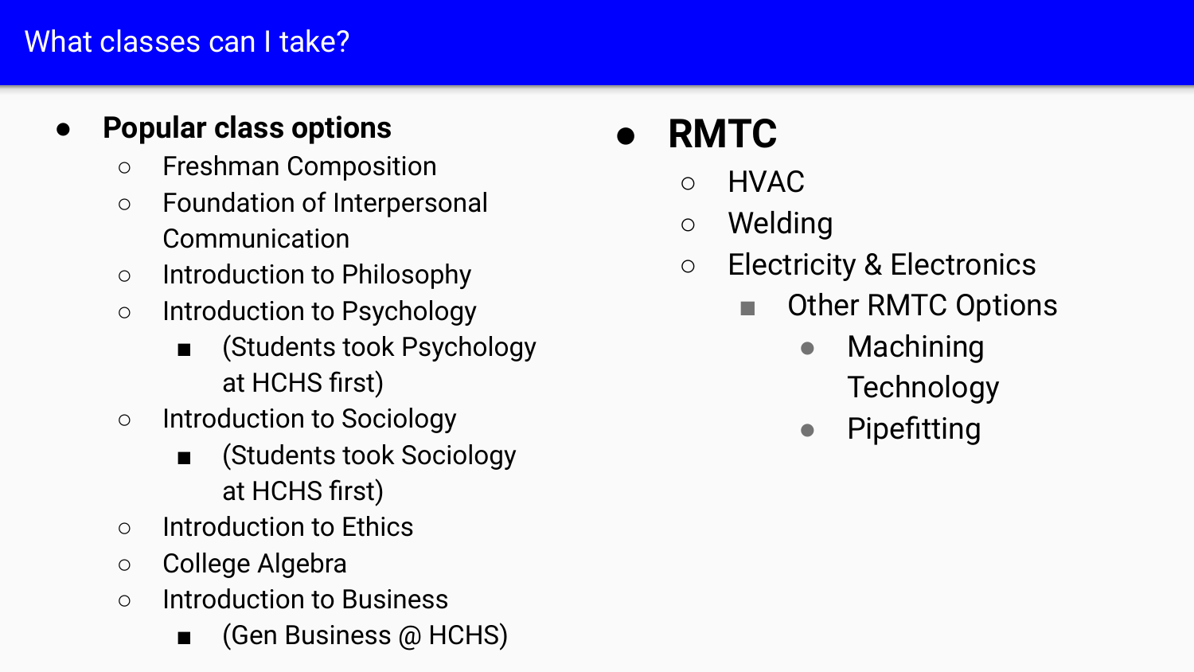# What classes can I take?

- **Popular class options**
  - Freshman Composition
  - Foundation of Interpersonal Communication
  - Introduction to Philosophy
  - Introduction to Psychology
    - (Students took Psychology at HCHS first)
  - Introduction to Sociology
    - (Students took Sociology at HCHS first)
  - Introduction to Ethics
  - College Algebra
  - Introduction to Business
    - (Gen Business @ HCHS)

- **RMTC**
  - HVAC
  - Welding
  - Electricity & Electronics
    - Other RMTC Options
      - Machining Technology
      - Pipefitting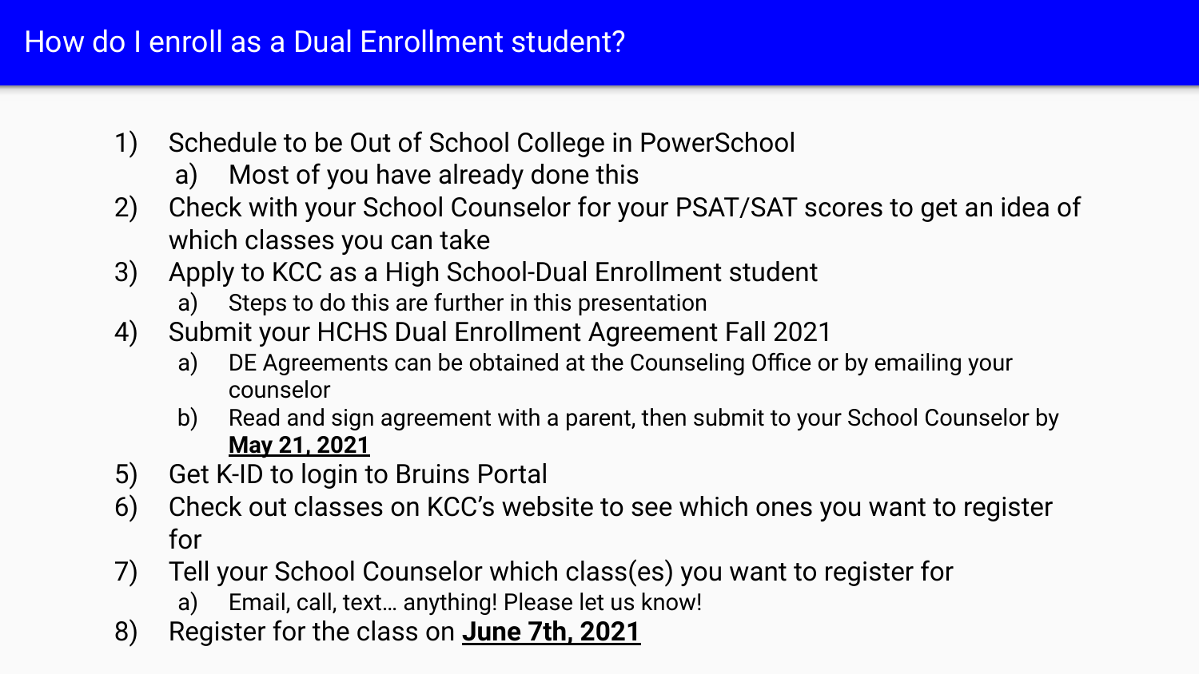# How do I enroll as a Dual Enrollment student?

1) Schedule to be Out of School College in PowerSchool
   a) Most of you have already done this
2) Check with your School Counselor for your PSAT/SAT scores to get an idea of which classes you can take
3) Apply to KCC as a High School-Dual Enrollment student
   a) Steps to do this are further in this presentation
4) Submit your HCHS Dual Enrollment Agreement Fall 2021
   a) DE Agreements can be obtained at the Counseling Office or by emailing your counselor
   b) Read and sign agreement with a parent, then submit to your School Counselor by **May 21, 2021**
5) Get K-ID to login to Bruins Portal
6) Check out classes on KCC's website to see which ones you want to register for
7) Tell your School Counselor which class(es) you want to register for
   a) Email, call, text… anything! Please let us know!
8) Register for the class on **June 7th, 2021**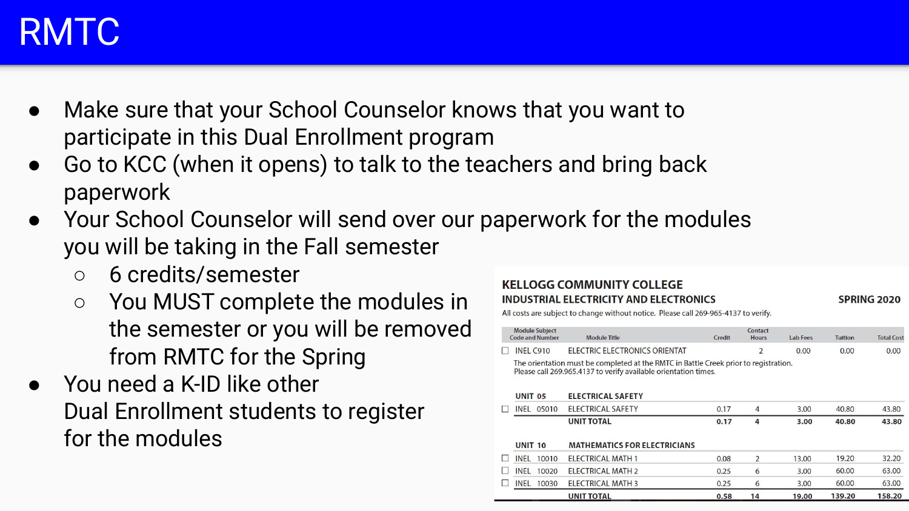# RMTC

- Make sure that your School Counselor knows that you want to participate in this Dual Enrollment program
- Go to KCC (when it opens) to talk to the teachers and bring back paperwork
- Your School Counselor will send over our paperwork for the modules you will be taking in the Fall semester
  - 6 credits/semester
  - You MUST complete the modules in the semester or you will be removed from RMTC for the Spring
- You need a K-ID like other Dual Enrollment students to register for the modules

**KELLOGG COMMUNITY COLLEGE**

**INDUSTRIAL ELECTRICITY AND ELECTRONICS** **SPRING 2020**

All costs are subject to change without notice. Please call 269-965-4137 to verify.

| Module Subject Code and Number | Module Title | Credit | Contact Hours | Lab Fees | Tuition | Total Cost |
|---|---|---|---|---|---|---|
| ☐ INEL C910 | ELECTRIC ELECTRONICS ORIENTAT | | 2 | 0.00 | 0.00 | 0.00 |
| The orientation must be completed at the RMTC in Battle Creek prior to registration. Please call 269.965.4137 to verify available orientation times. | | | | | | |
| **UNIT 05** | **ELECTRICAL SAFETY** | | | | | |
| ☐ INEL 05010 | ELECTRICAL SAFETY | 0.17 | 4 | 3.00 | 40.80 | 43.80 |
| | **UNIT TOTAL** | **0.17** | **4** | **3.00** | **40.80** | **43.80** |
| **UNIT 10** | **MATHEMATICS FOR ELECTRICIANS** | | | | | |
| ☐ INEL 10010 | ELECTRICAL MATH 1 | 0.08 | 2 | 13.00 | 19.20 | 32.20 |
| ☐ INEL 10020 | ELECTRICAL MATH 2 | 0.25 | 6 | 3.00 | 60.00 | 63.00 |
| ☐ INEL 10030 | ELECTRICAL MATH 3 | 0.25 | 6 | 3.00 | 60.00 | 63.00 |
| | **UNIT TOTAL** | **0.58** | **14** | **19.00** | **139.20** | **158.20** |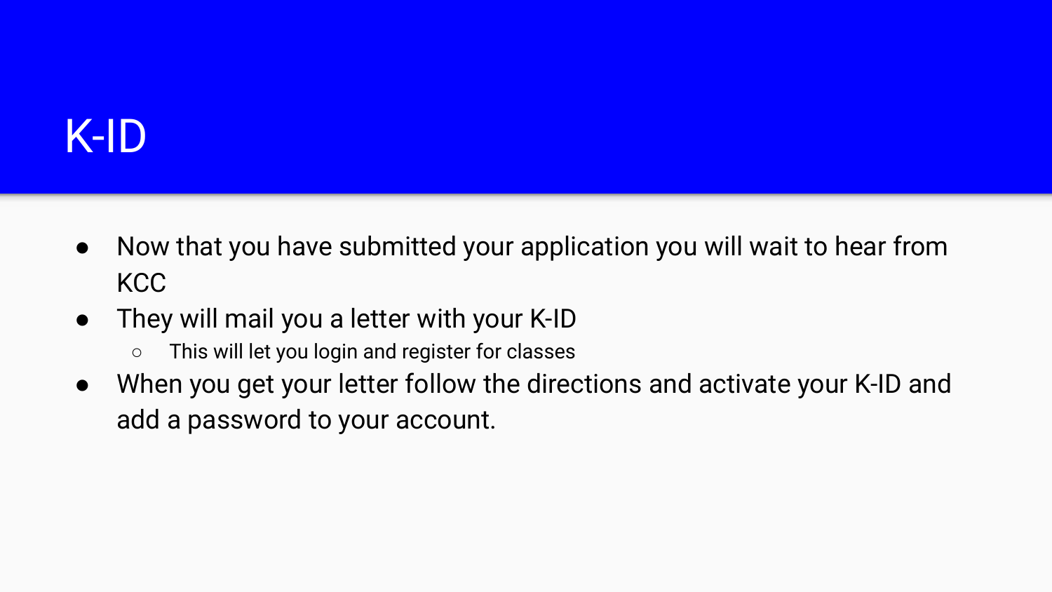# K-ID

- Now that you have submitted your application you will wait to hear from KCC
- They will mail you a letter with your K-ID
  - This will let you login and register for classes
- When you get your letter follow the directions and activate your K-ID and add a password to your account.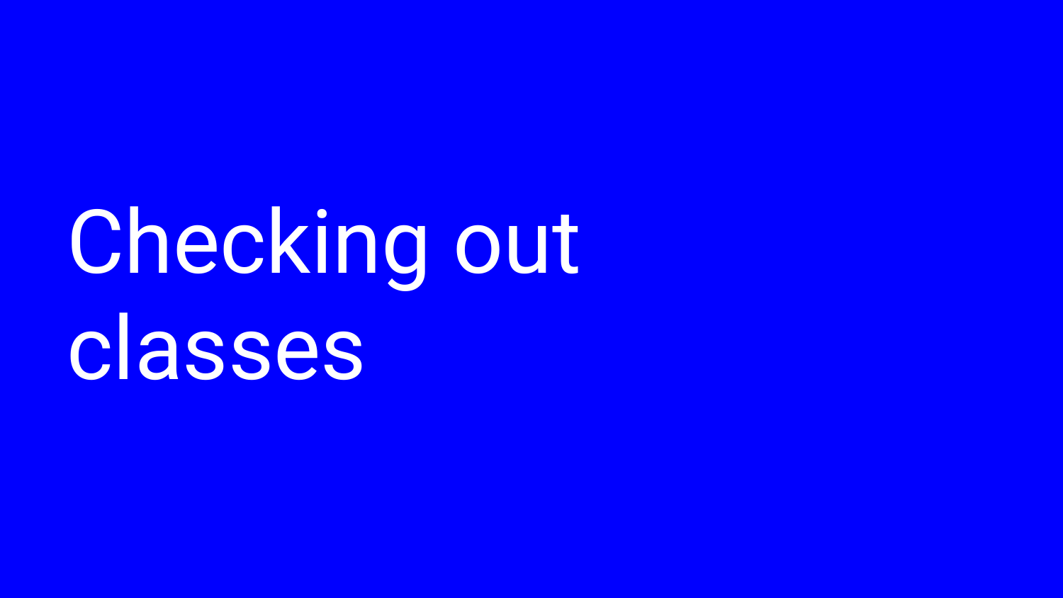# Checking out classes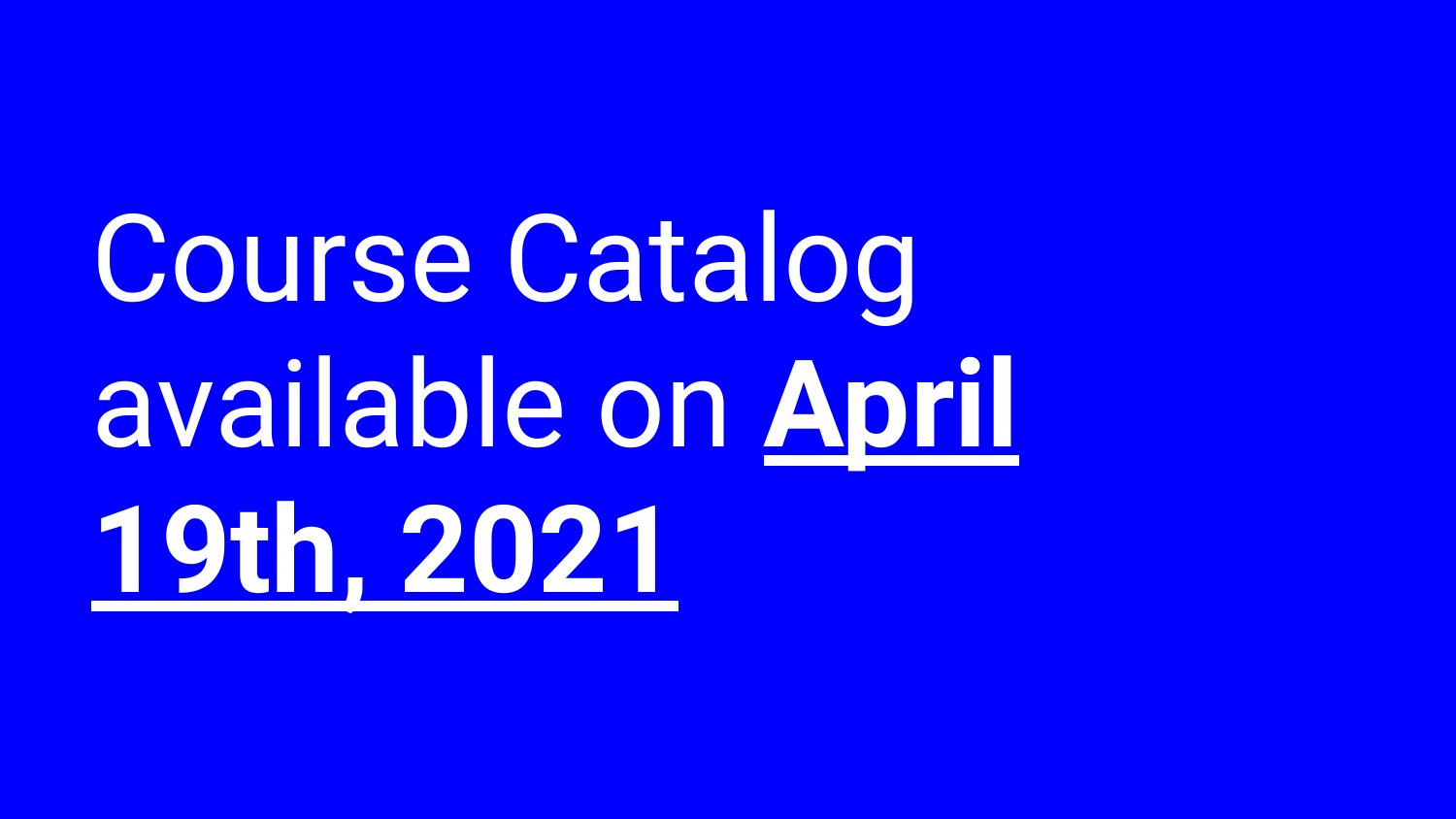# Course Catalog available on **April 19th, 2021**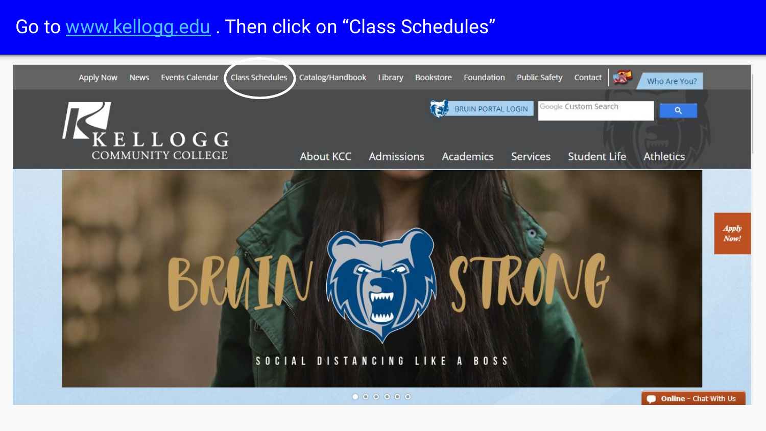# Go to www.kellogg.edu . Then click on "Class Schedules"

Apply Now | News | Events Calendar | Class Schedules | Catalog/Handbook | Library | Bookstore | Foundation | Public Safety | Contact | Who Are You?

BRUIN PORTAL LOGIN

KELLOGG COMMUNITY COLLEGE

About KCC | Admissions | Academics | Services | Student Life | Athletics

BRUIN STRONG

SOCIAL DISTANCING LIKE A BOSS

Apply Now!

Online - Chat With Us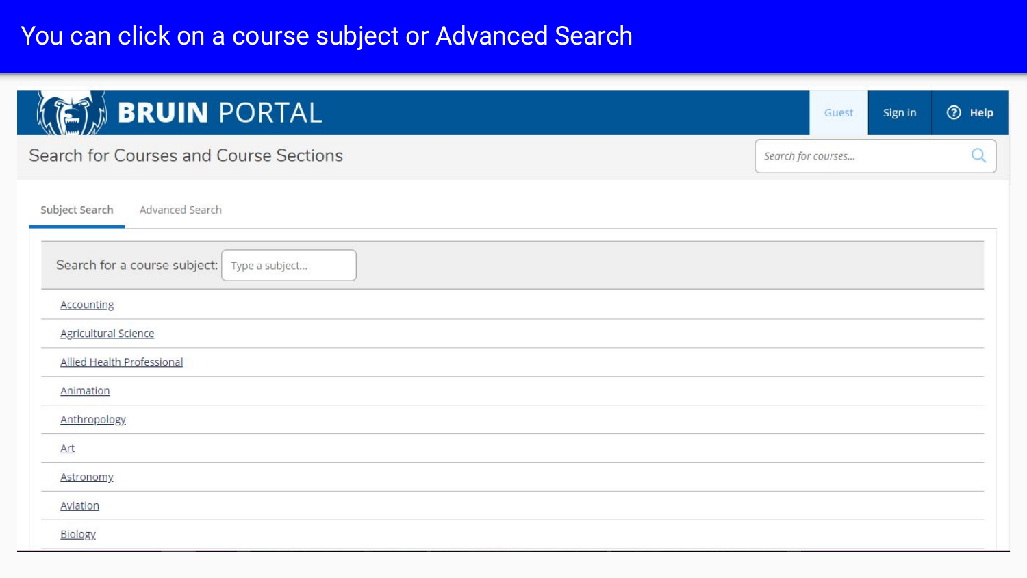# You can click on a course subject or Advanced Search

**BRUIN PORTAL**

Guest | Sign in | Help

## Search for Courses and Course Sections

Search for courses...

Subject Search | Advanced Search

Search for a course subject: Type a subject...

- Accounting
- Agricultural Science
- Allied Health Professional
- Animation
- Anthropology
- Art
- Astronomy
- Aviation
- Biology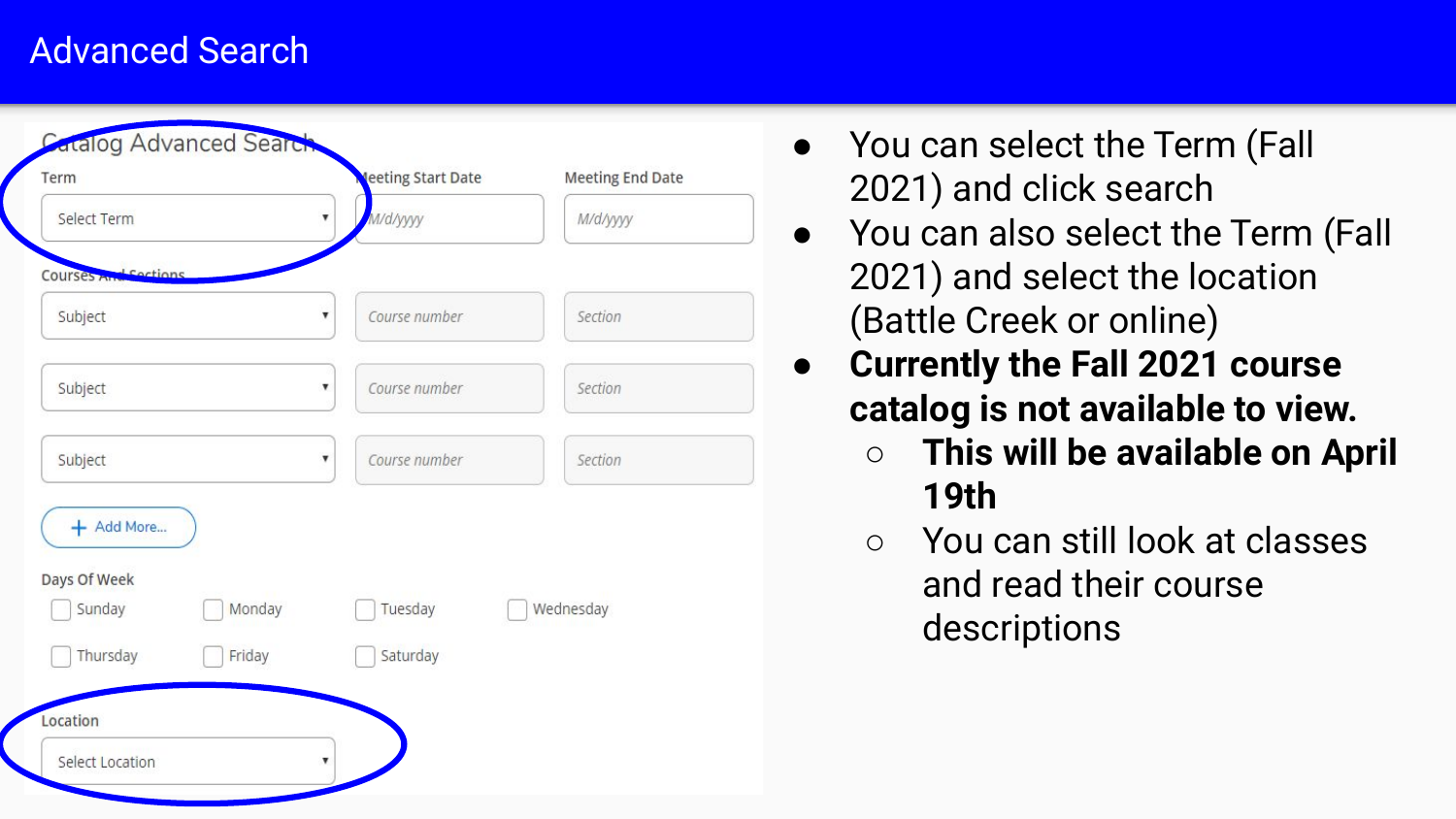# Advanced Search

Catalog Advanced Search

| Term | Meeting Start Date | Meeting End Date |
| --- | --- | --- |
| Select Term | M/d/yyyy | M/d/yyyy |

Courses And Sections

| Subject | Course number | Section |
| --- | --- | --- |
| Subject | Course number | Section |
| Subject | Course number | Section |
| Subject | Course number | Section |

+ Add More...

Days Of Week

- Sunday
- Monday
- Tuesday
- Wednesday
- Thursday
- Friday
- Saturday

Location

Select Location

- You can select the Term (Fall 2021) and click search
- You can also select the Term (Fall 2021) and select the location (Battle Creek or online)
- **Currently the Fall 2021 course catalog is not available to view.**
  - **This will be available on April 19th**
  - You can still look at classes and read their course descriptions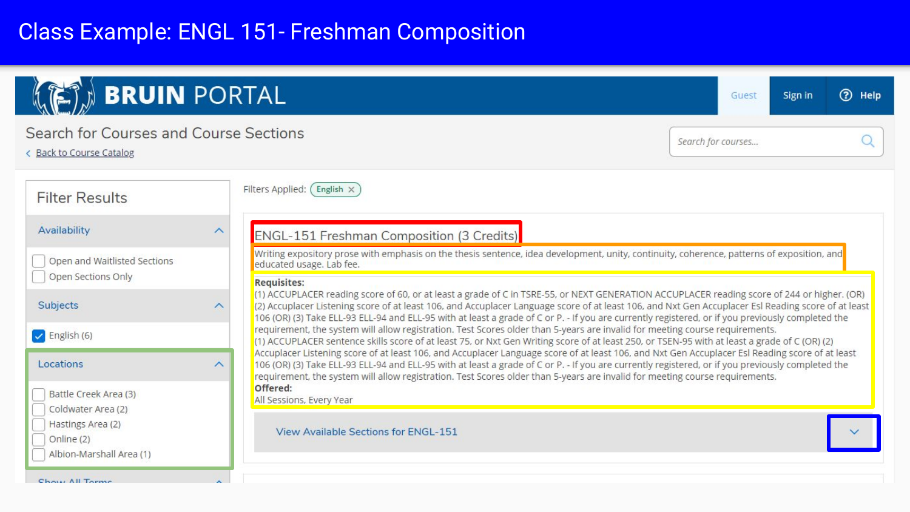# Class Example: ENGL 151- Freshman Composition

BRUIN PORTAL

Guest | Sign in | Help

## Search for Courses and Course Sections

Back to Course Catalog

Search for courses...

### Filter Results

**Availability**

- Open and Waitlisted Sections
- Open Sections Only

**Subjects**

- English (6)

**Locations**

- Battle Creek Area (3)
- Coldwater Area (2)
- Hastings Area (2)
- Online (2)
- Albion-Marshall Area (1)

Show All Terms

Filters Applied: English

### ENGL-151 Freshman Composition (3 Credits)

Writing expository prose with emphasis on the thesis sentence, idea development, unity, continuity, coherence, patterns of exposition, and educated usage. Lab fee.

**Requisites:**
(1) ACCUPLACER reading score of 60, or at least a grade of C in TSRE-55, or NEXT GENERATION ACCUPLACER reading score of 244 or higher. (OR) (2) Accuplacer Listening score of at least 106, and Accuplacer Language score of at least 106, and Nxt Gen Accuplacer Esl Reading score of at least 106 (OR) (3) Take ELL-93 ELL-94 and ELL-95 with at least a grade of C or P. - If you are currently registered, or if you previously completed the requirement, the system will allow registration. Test Scores older than 5-years are invalid for meeting course requirements.
(1) ACCUPLACER sentence skills score of at least 75, or Nxt Gen Writing score of at least 250, or TSEN-95 with at least a grade of C (OR) (2) Accuplacer Listening score of at least 106, and Accuplacer Language score of at least 106, and Nxt Gen Accuplacer Esl Reading score of at least 106 (OR) (3) Take ELL-93 ELL-94 and ELL-95 with at least a grade of C or P. - If you are currently registered, or if you previously completed the requirement, the system will allow registration. Test Scores older than 5-years are invalid for meeting course requirements.
**Offered:**
All Sessions, Every Year

View Available Sections for ENGL-151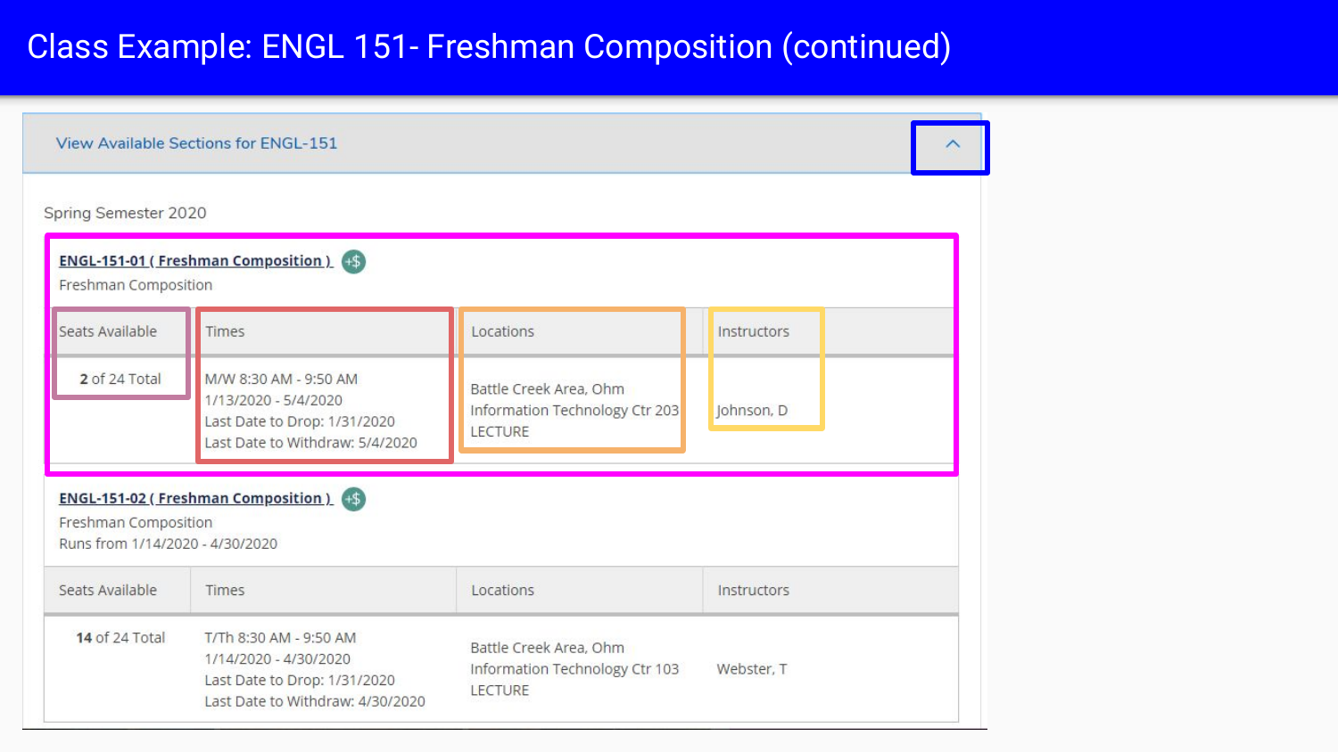# Class Example: ENGL 151- Freshman Composition (continued)

View Available Sections for ENGL-151

Spring Semester 2020

**ENGL-151-01 ( Freshman Composition )**

Freshman Composition

| Seats Available | Times | Locations | Instructors |
|---|---|---|---|
| **2** of 24 Total | M/W 8:30 AM - 9:50 AM<br>1/13/2020 - 5/4/2020<br>Last Date to Drop: 1/31/2020<br>Last Date to Withdraw: 5/4/2020 | Battle Creek Area, Ohm Information Technology Ctr 203<br>LECTURE | Johnson, D |

**ENGL-151-02 ( Freshman Composition )**

Freshman Composition

Runs from 1/14/2020 - 4/30/2020

| Seats Available | Times | Locations | Instructors |
|---|---|---|---|
| **14** of 24 Total | T/Th 8:30 AM - 9:50 AM<br>1/14/2020 - 4/30/2020<br>Last Date to Drop: 1/31/2020<br>Last Date to Withdraw: 4/30/2020 | Battle Creek Area, Ohm Information Technology Ctr 103<br>LECTURE | Webster, T |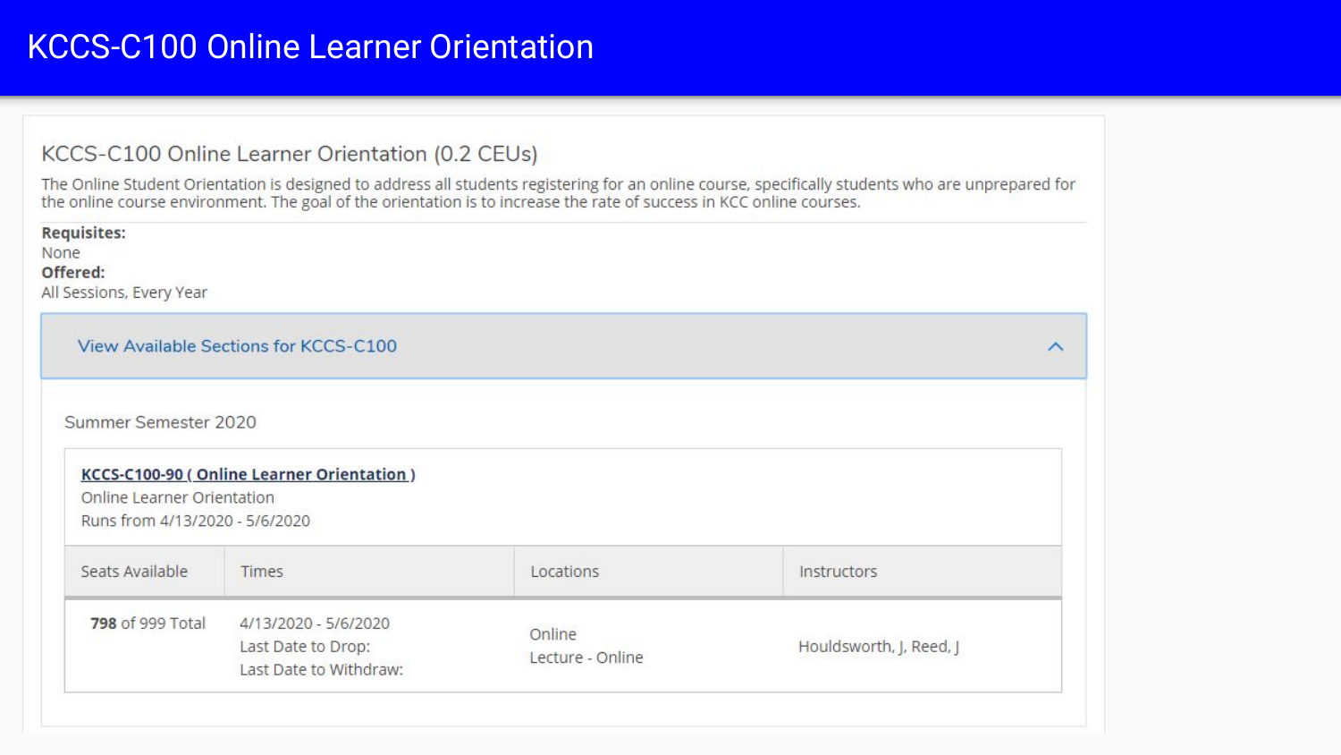# KCCS-C100 Online Learner Orientation

## KCCS-C100 Online Learner Orientation (0.2 CEUs)

The Online Student Orientation is designed to address all students registering for an online course, specifically students who are unprepared for the online course environment. The goal of the orientation is to increase the rate of success in KCC online courses.

**Requisites:**
None
**Offered:**
All Sessions, Every Year

View Available Sections for KCCS-C100

Summer Semester 2020

**KCCS-C100-90 ( Online Learner Orientation )**
Online Learner Orientation
Runs from 4/13/2020 - 5/6/2020

| Seats Available | Times | Locations | Instructors |
|---|---|---|---|
| **798** of 999 Total | 4/13/2020 - 5/6/2020<br>Last Date to Drop:<br>Last Date to Withdraw: | Online<br>Lecture - Online | Houldsworth, J, Reed, J |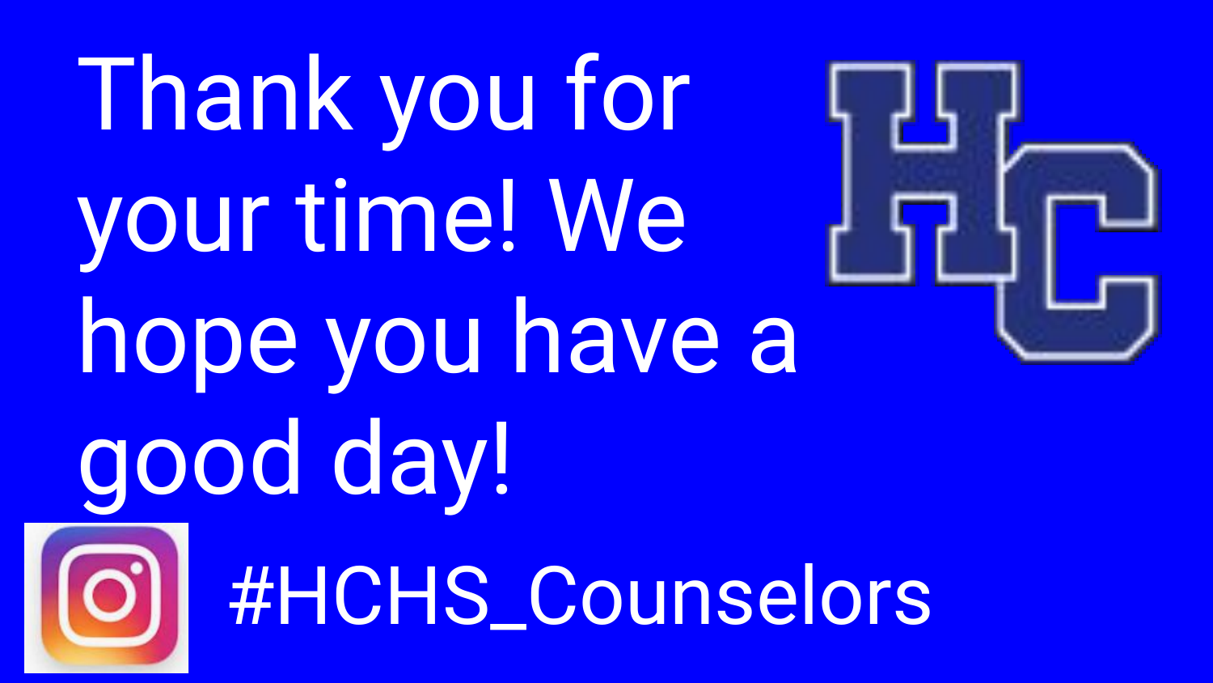Thank you for your time! We hope you have a good day!

#HCHS_Counselors